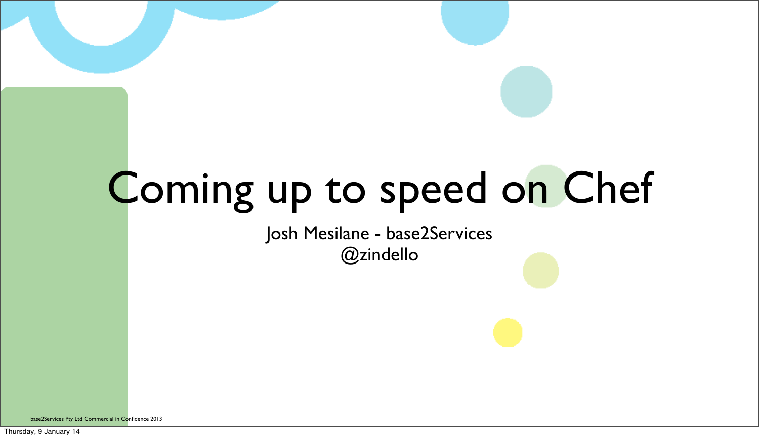# Coming up to speed on Chef

Josh Mesilane - base2Services
@zindello

base2Services Pty Ltd Commercial in Confidence 2013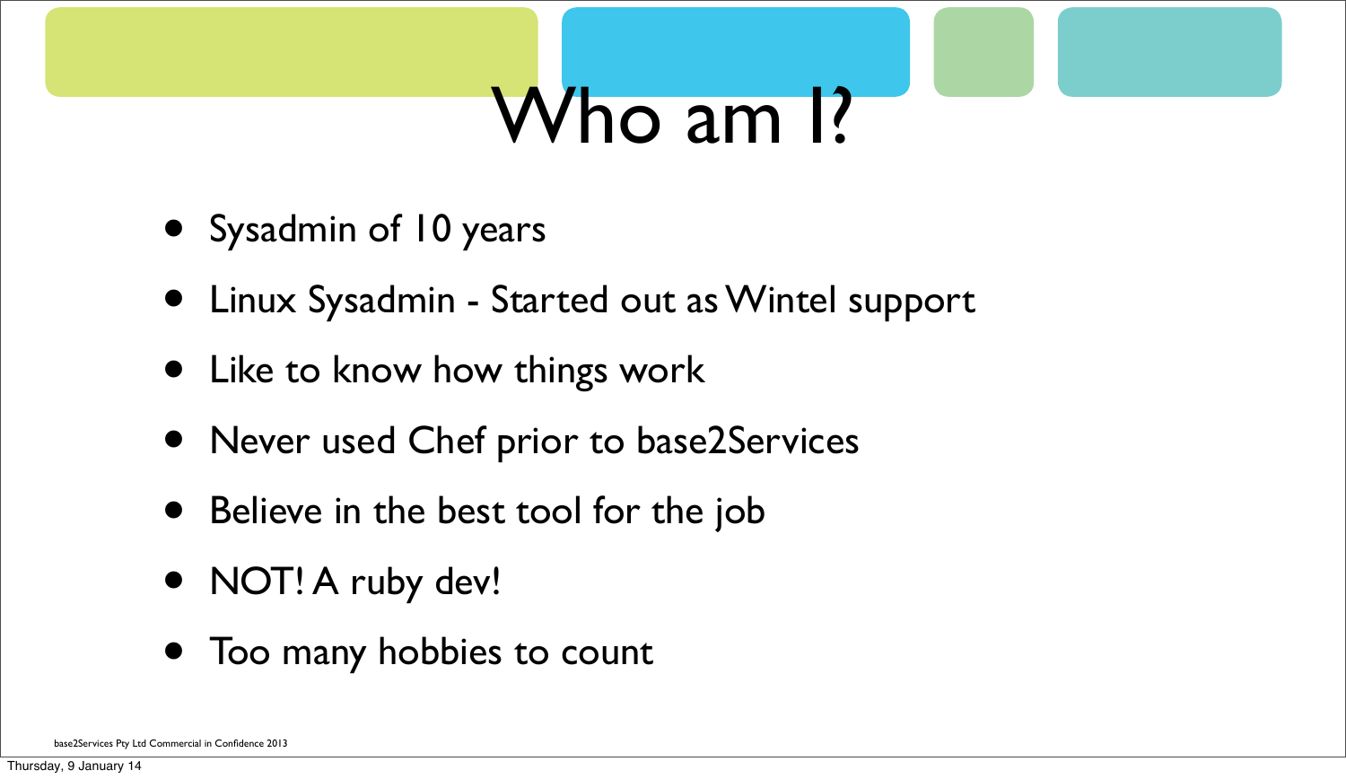# Who am I?

- Sysadmin of 10 years
- Linux Sysadmin - Started out as Wintel support
- Like to know how things work
- Never used Chef prior to base2Services
- Believe in the best tool for the job
- NOT! A ruby dev!
- Too many hobbies to count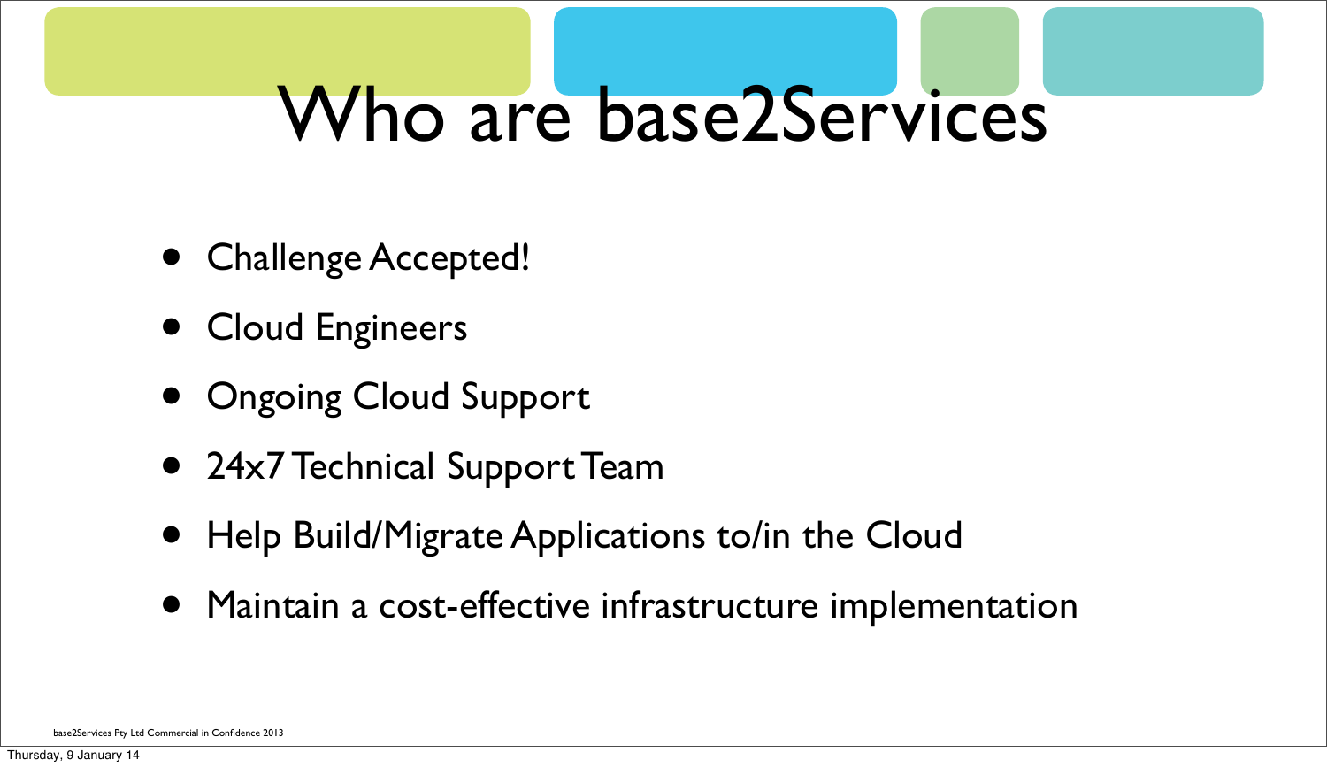# Who are base2Services

- Challenge Accepted!
- Cloud Engineers
- Ongoing Cloud Support
- 24x7 Technical Support Team
- Help Build/Migrate Applications to/in the Cloud
- Maintain a cost-effective infrastructure implementation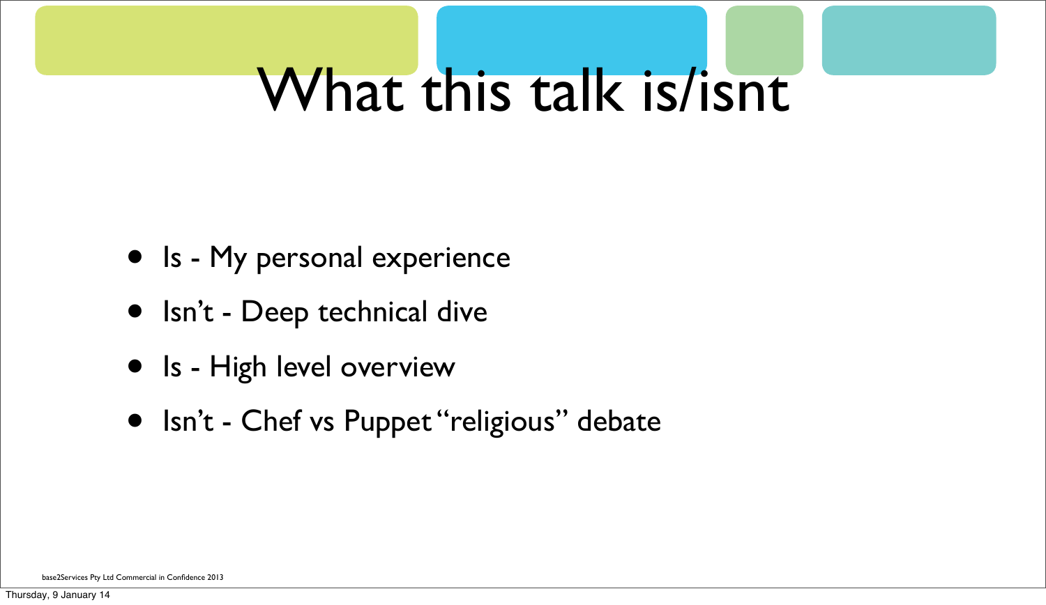# What this talk is/isnt

- Is - My personal experience
- Isn’t - Deep technical dive
- Is - High level overview
- Isn’t - Chef vs Puppet “religious” debate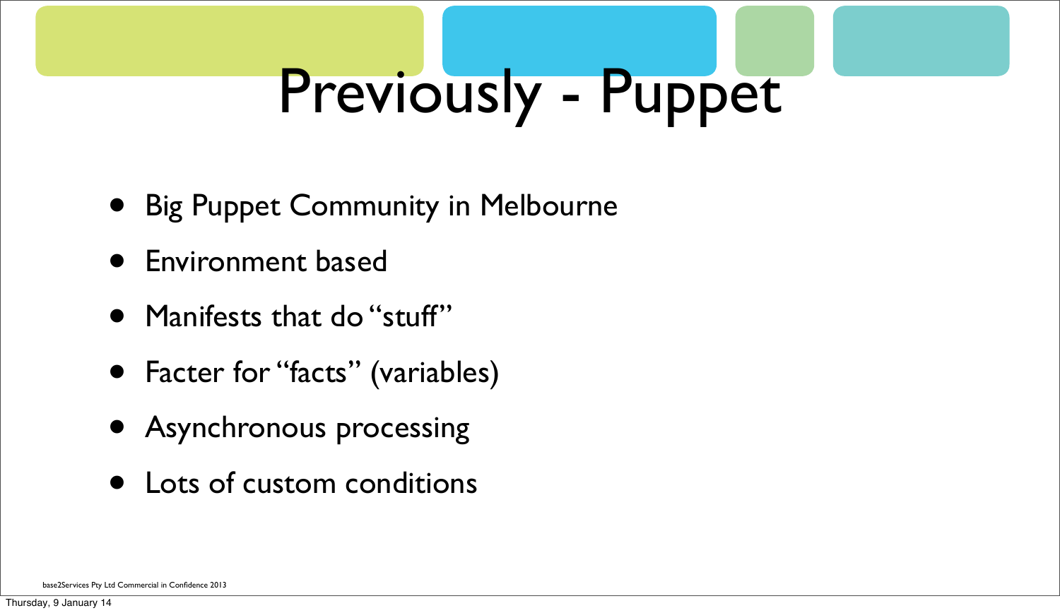# Previously - Puppet

- Big Puppet Community in Melbourne
- Environment based
- Manifests that do “stuff”
- Facter for “facts” (variables)
- Asynchronous processing
- Lots of custom conditions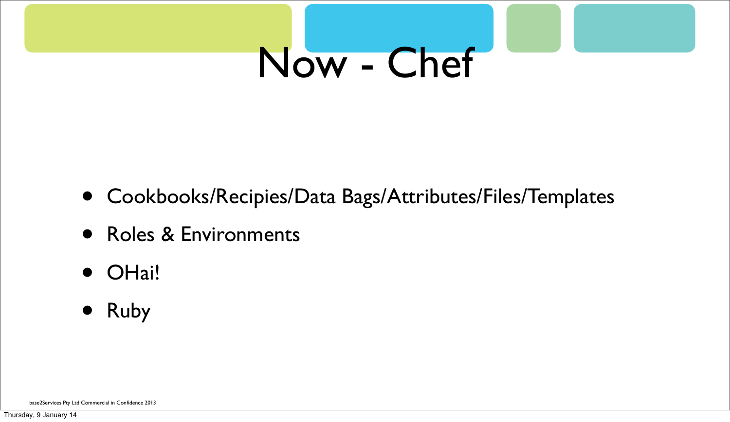# Now - Chef

- Cookbooks/Recipies/Data Bags/Attributes/Files/Templates
- Roles & Environments
- OHai!
- Ruby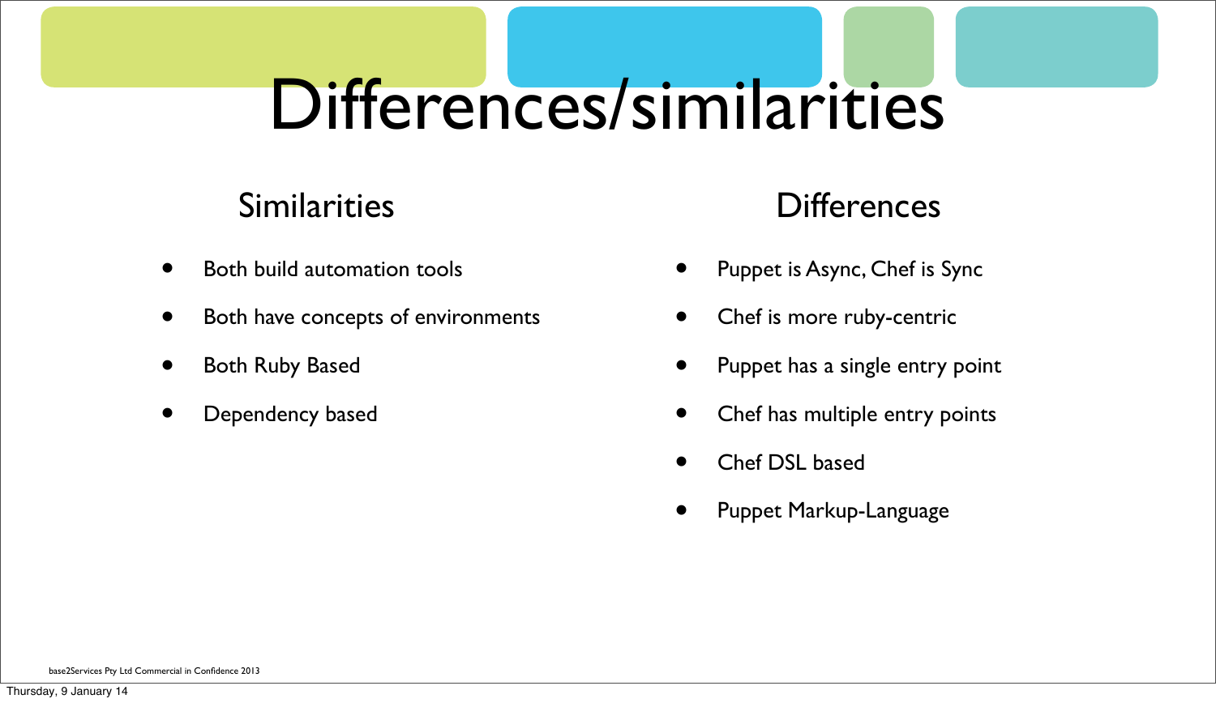# Differences/similarities

## Similarities

- Both build automation tools
- Both have concepts of environments
- Both Ruby Based
- Dependency based

## Differences

- Puppet is Async, Chef is Sync
- Chef is more ruby-centric
- Puppet has a single entry point
- Chef has multiple entry points
- Chef DSL based
- Puppet Markup-Language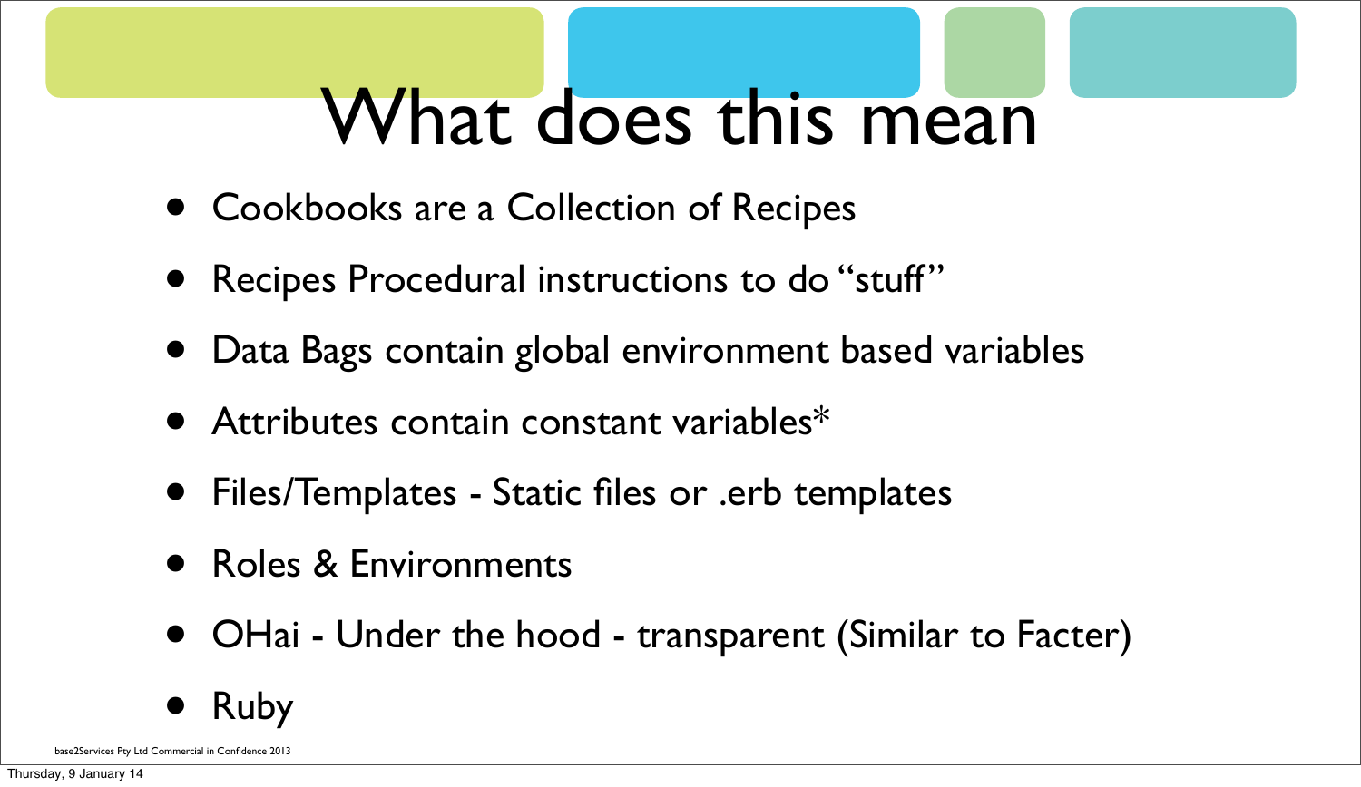# What does this mean

- Cookbooks are a Collection of Recipes
- Recipes Procedural instructions to do "stuff"
- Data Bags contain global environment based variables
- Attributes contain constant variables*
- Files/Templates - Static files or .erb templates
- Roles & Environments
- OHai - Under the hood - transparent (Similar to Facter)
- Ruby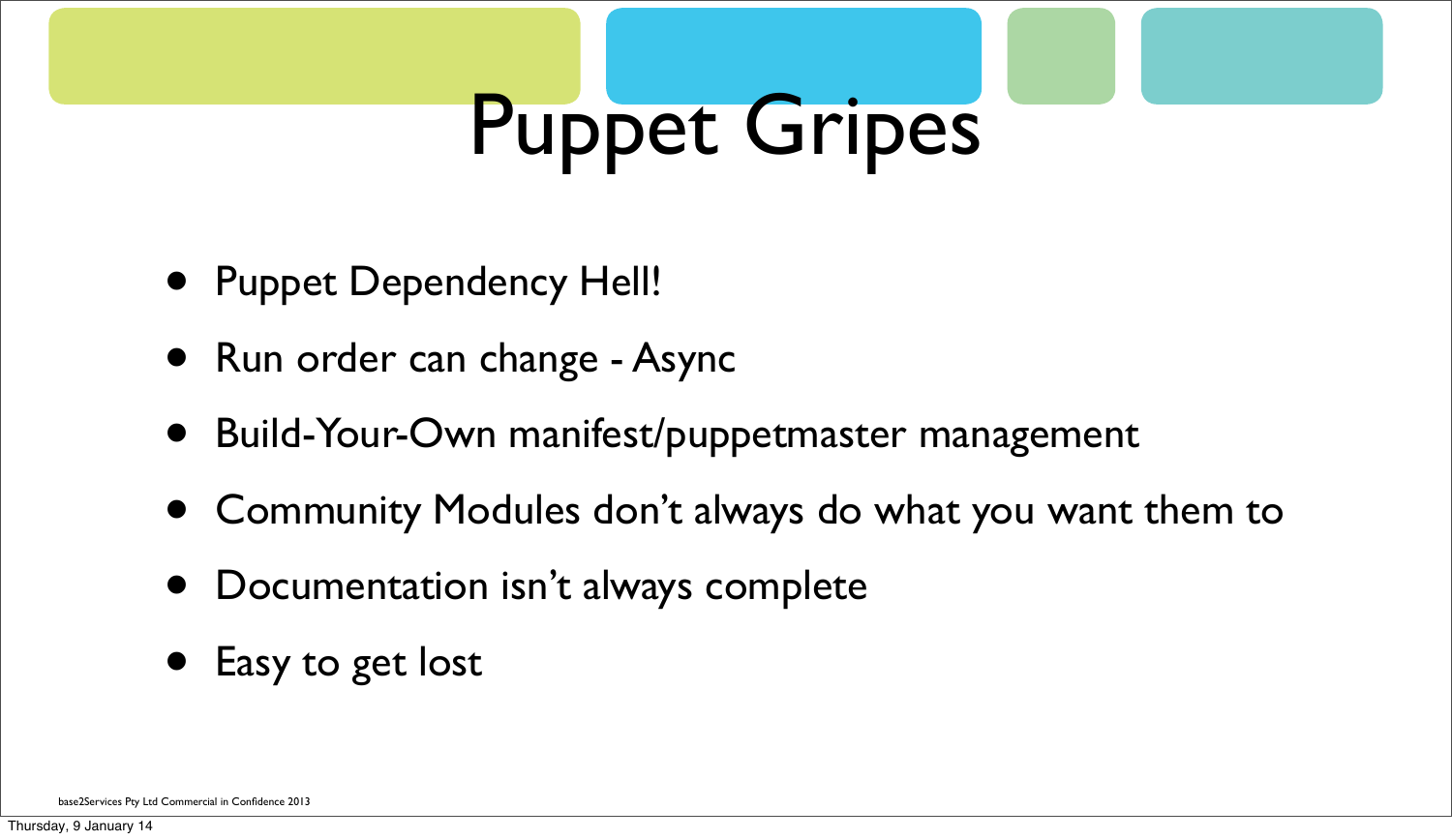# Puppet Gripes

- Puppet Dependency Hell!
- Run order can change - Async
- Build-Your-Own manifest/puppetmaster management
- Community Modules don't always do what you want them to
- Documentation isn't always complete
- Easy to get lost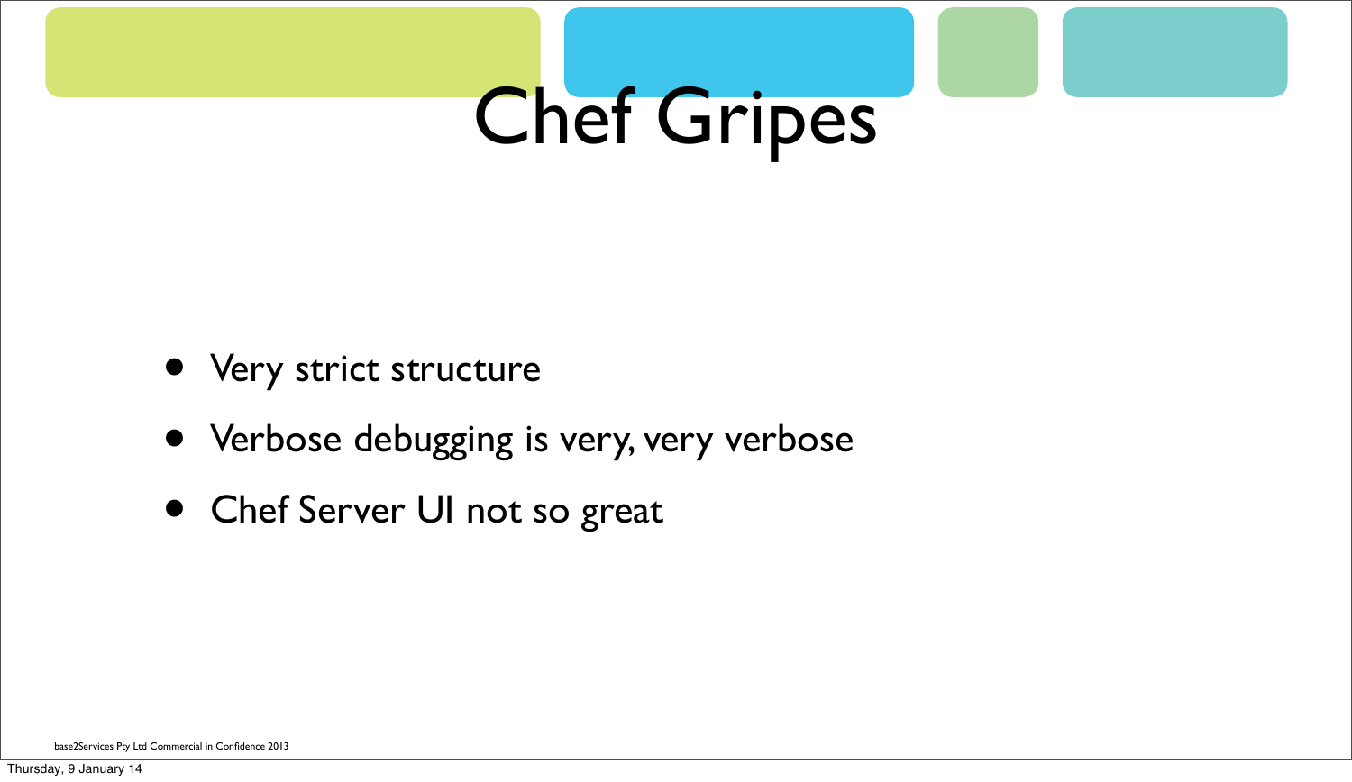# Chef Gripes

- Very strict structure
- Verbose debugging is very, very verbose
- Chef Server UI not so great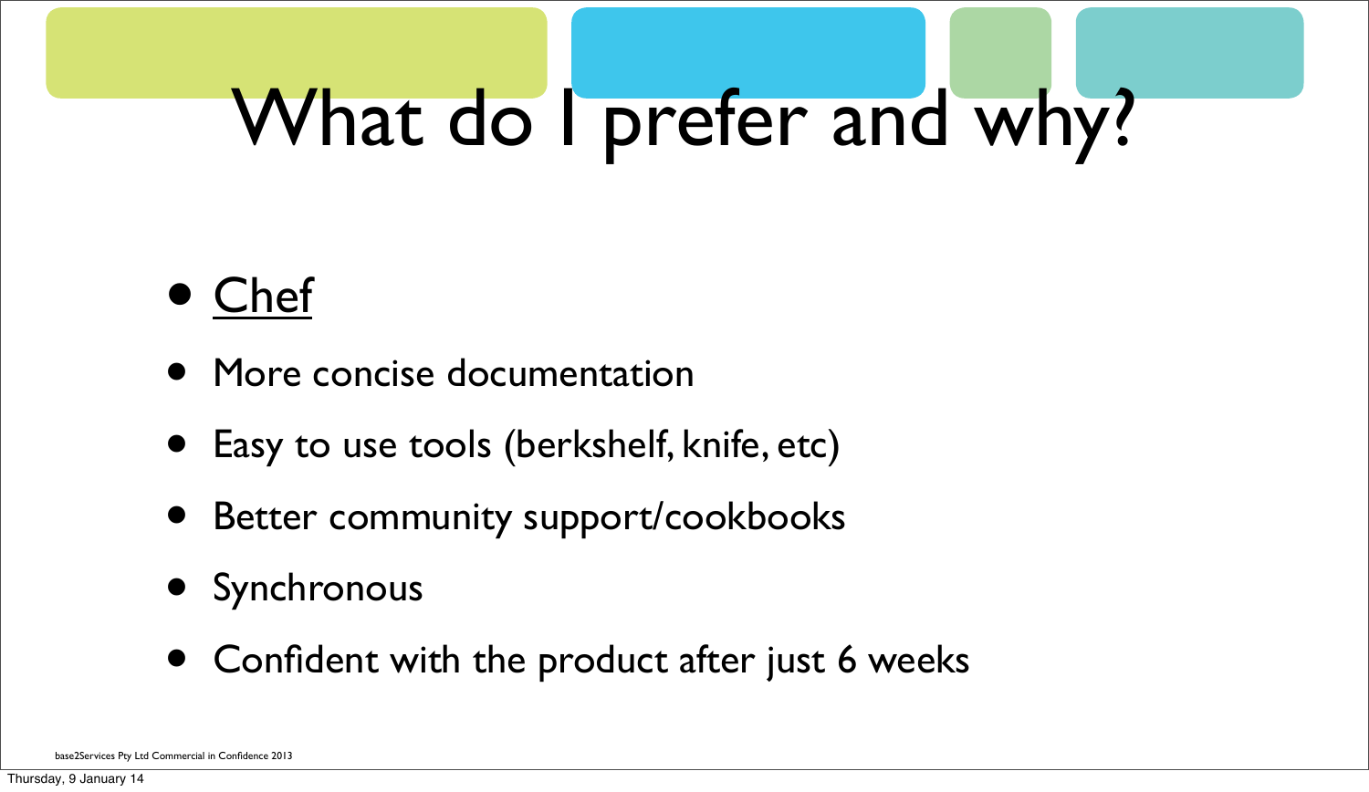# What do I prefer and why?

- <u>Chef</u>
- More concise documentation
- Easy to use tools (berkshelf, knife, etc)
- Better community support/cookbooks
- Synchronous
- Confident with the product after just 6 weeks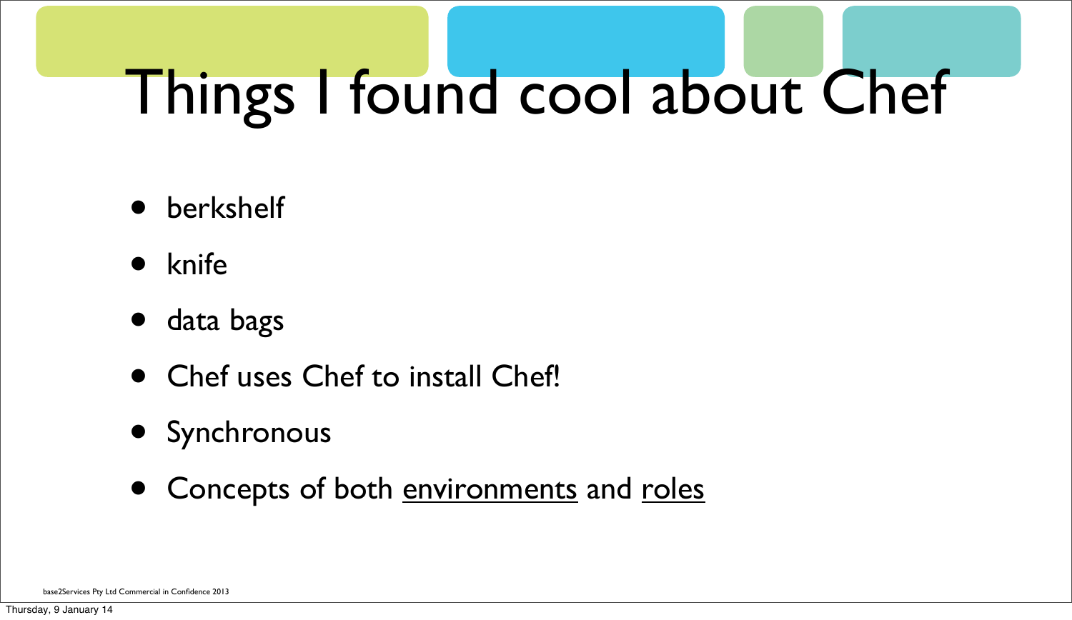# Things I found cool about Chef

- berkshelf
- knife
- data bags
- Chef uses Chef to install Chef!
- Synchronous
- Concepts of both <u>environments</u> and <u>roles</u>

base2Services Pty Ltd Commercial in Confidence 2013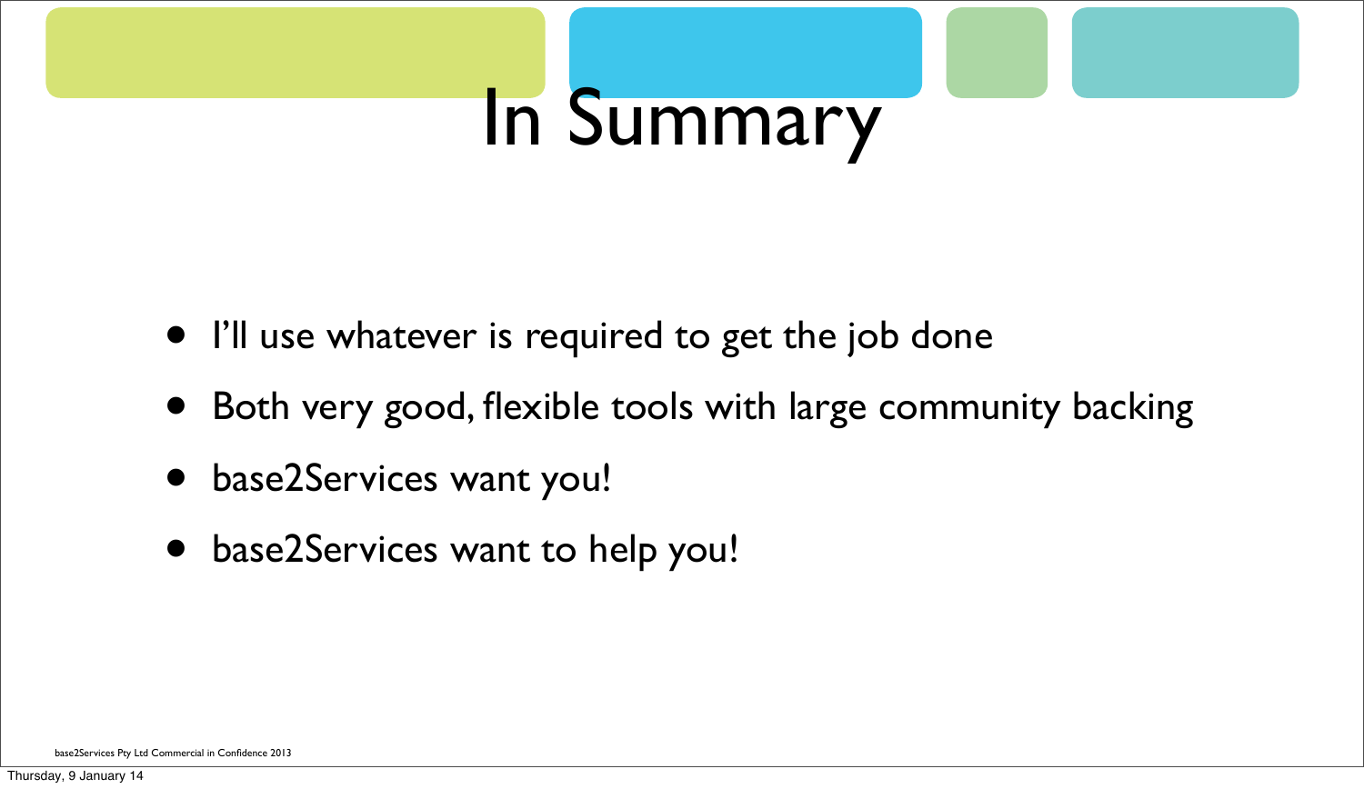# In Summary

- I'll use whatever is required to get the job done
- Both very good, flexible tools with large community backing
- base2Services want you!
- base2Services want to help you!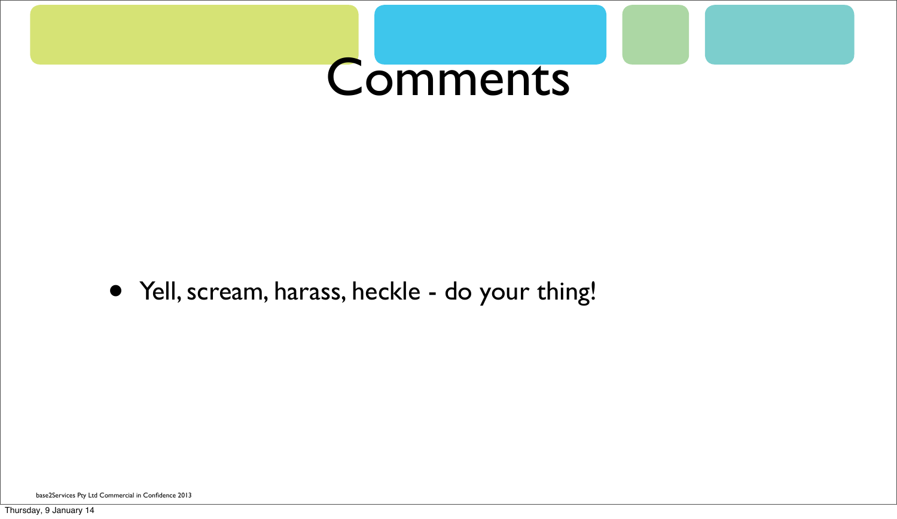# Comments

- Yell, scream, harass, heckle - do your thing!